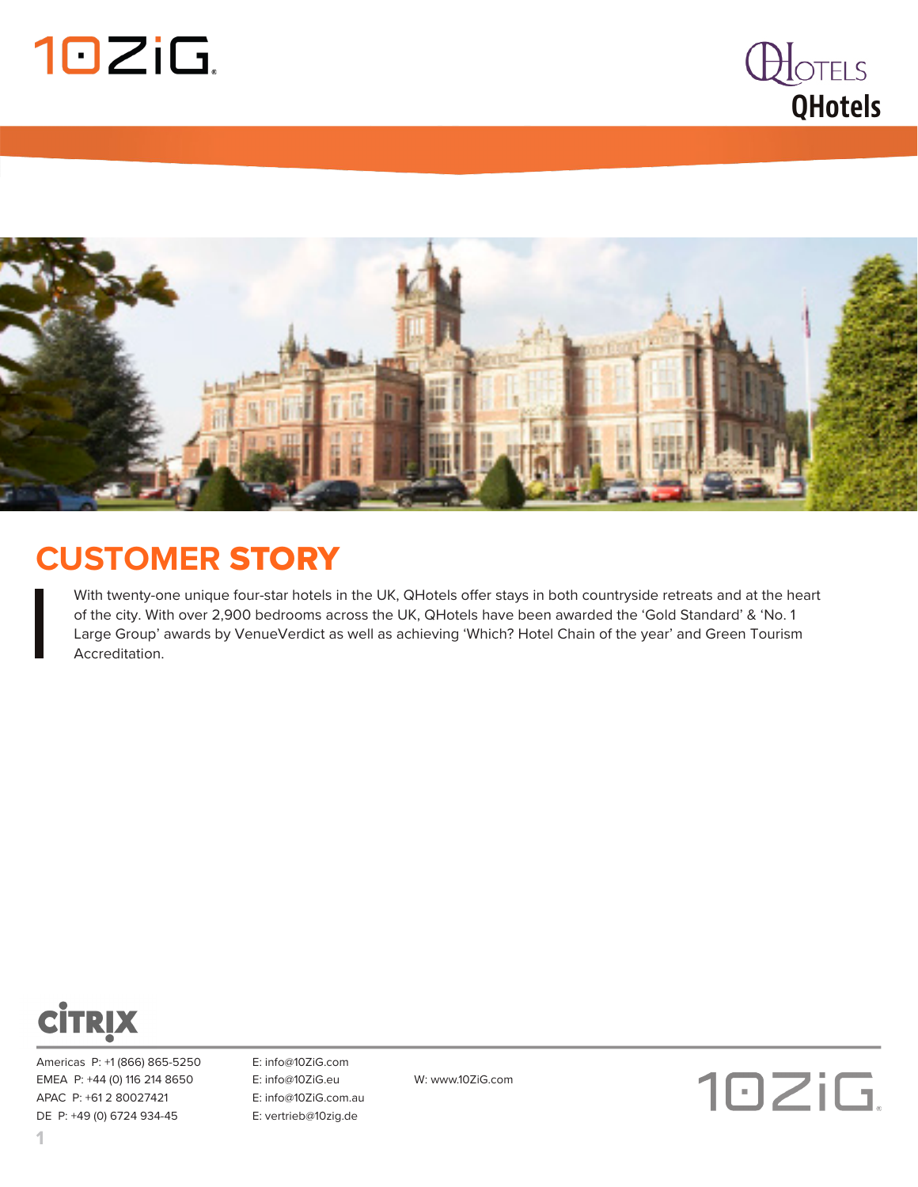# CUSTOMER STORY

With twenty-one unique four-star hotels in the UK, QHotels offer stays in both countryside retreats and at the heart of the city. With over 2,900 bedrooms across the UK, QHotels have been awarded the 'Gold Standard' & 'No. 1 Large Group' awards by VenueVerdict as well as achieving 'Which? Hotel Chain of the year' and Green Tourism Accreditation.

Americas P: +1 (866) 865-5250
EMEA P: +44 (0) 116 214 8650
APAC P: +61 2 80027421
DE P: +49 (0) 6724 934-45

E: info@10ZiG.com
E: info@10ZiG.eu
E: info@10ZiG.com.au
E: vertrieb@10zig.de

W: www.10ZiG.com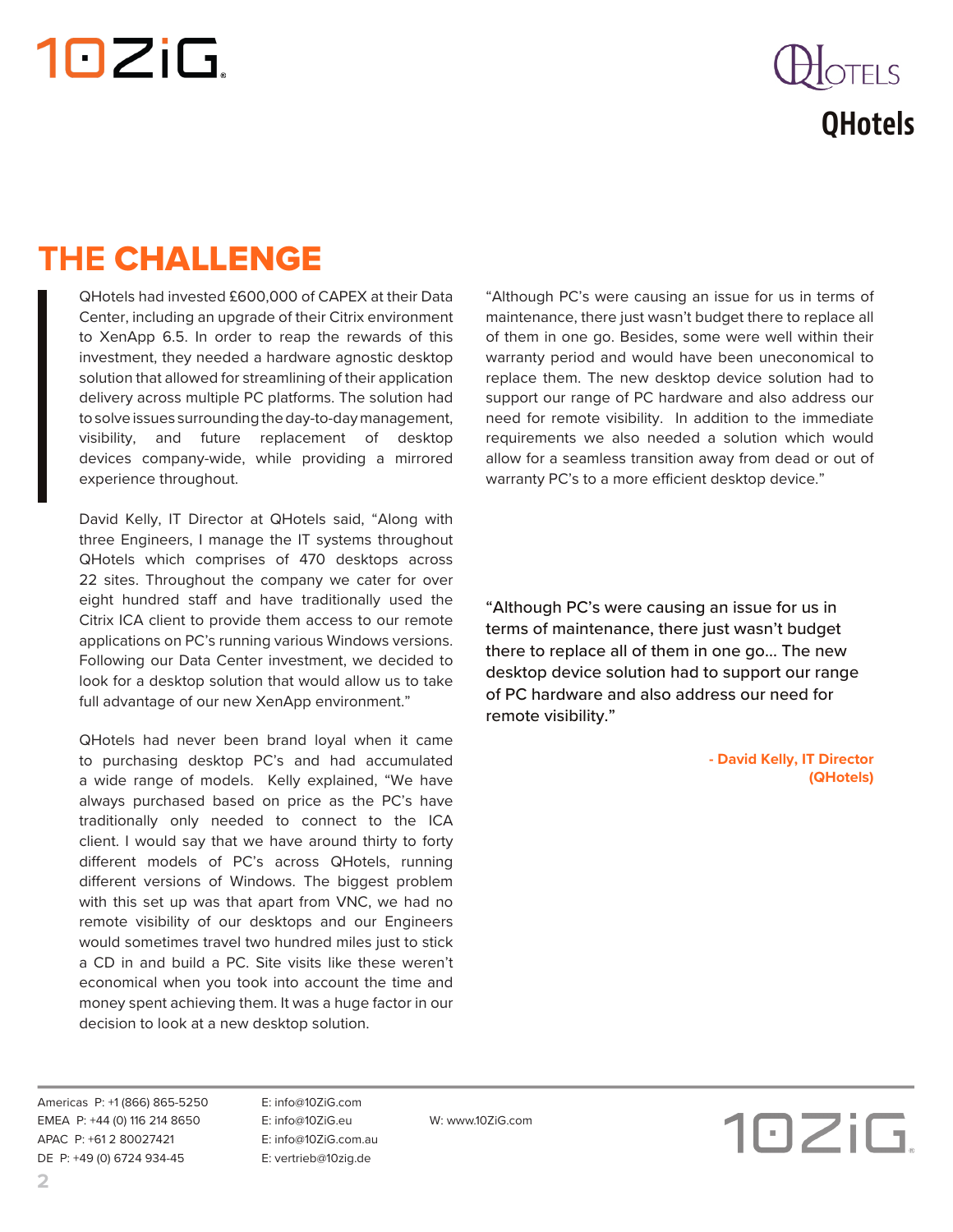# QHotels

## THE CHALLENGE

QHotels had invested £600,000 of CAPEX at their Data Center, including an upgrade of their Citrix environment to XenApp 6.5. In order to reap the rewards of this investment, they needed a hardware agnostic desktop solution that allowed for streamlining of their application delivery across multiple PC platforms. The solution had to solve issues surrounding the day-to-day management, visibility, and future replacement of desktop devices company-wide, while providing a mirrored experience throughout.

David Kelly, IT Director at QHotels said, "Along with three Engineers, I manage the IT systems throughout QHotels which comprises of 470 desktops across 22 sites. Throughout the company we cater for over eight hundred staff and have traditionally used the Citrix ICA client to provide them access to our remote applications on PC's running various Windows versions. Following our Data Center investment, we decided to look for a desktop solution that would allow us to take full advantage of our new XenApp environment."

QHotels had never been brand loyal when it came to purchasing desktop PC's and had accumulated a wide range of models. Kelly explained, "We have always purchased based on price as the PC's have traditionally only needed to connect to the ICA client. I would say that we have around thirty to forty different models of PC's across QHotels, running different versions of Windows. The biggest problem with this set up was that apart from VNC, we had no remote visibility of our desktops and our Engineers would sometimes travel two hundred miles just to stick a CD in and build a PC. Site visits like these weren't economical when you took into account the time and money spent achieving them. It was a huge factor in our decision to look at a new desktop solution.

"Although PC's were causing an issue for us in terms of maintenance, there just wasn't budget there to replace all of them in one go. Besides, some were well within their warranty period and would have been uneconomical to replace them. The new desktop device solution had to support our range of PC hardware and also address our need for remote visibility. In addition to the immediate requirements we also needed a solution which would allow for a seamless transition away from dead or out of warranty PC's to a more efficient desktop device."

> "Although PC's were causing an issue for us in terms of maintenance, there just wasn't budget there to replace all of them in one go... The new desktop device solution had to support our range of PC hardware and also address our need for remote visibility."
>
> **- David Kelly, IT Director (QHotels)**

Americas P: +1 (866) 865-5250 E: info@10ZiG.com
EMEA P: +44 (0) 116 214 8650 E: info@10ZiG.eu
APAC P: +61 2 80027421 E: info@10ZiG.com.au
DE P: +49 (0) 6724 934-45 E: vertrieb@10zig.de
W: www.10ZiG.com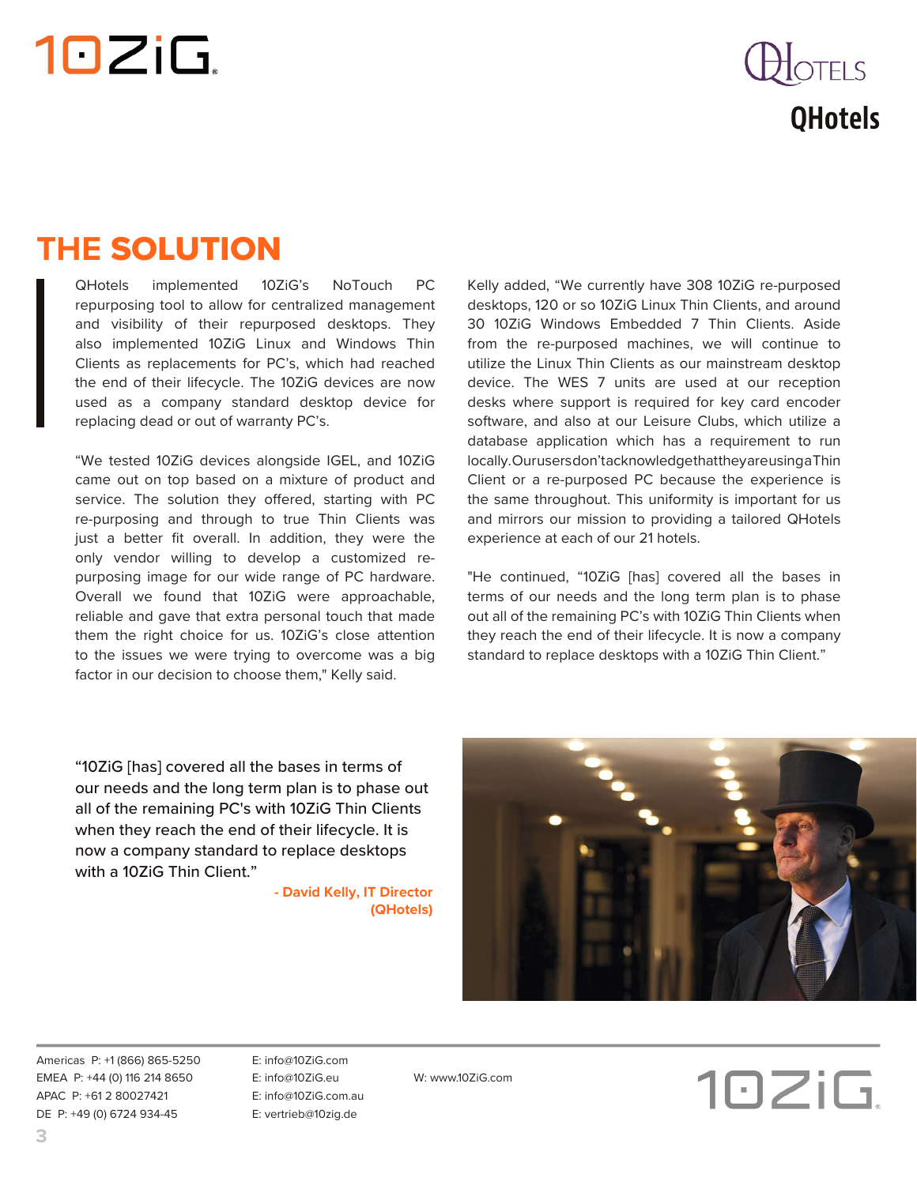# THE SOLUTION

QHotels implemented 10ZiG's NoTouch PC repurposing tool to allow for centralized management and visibility of their repurposed desktops. They also implemented 10ZiG Linux and Windows Thin Clients as replacements for PC's, which had reached the end of their lifecycle. The 10ZiG devices are now used as a company standard desktop device for replacing dead or out of warranty PC's.

"We tested 10ZiG devices alongside IGEL, and 10ZiG came out on top based on a mixture of product and service. The solution they offered, starting with PC re-purposing and through to true Thin Clients was just a better fit overall. In addition, they were the only vendor willing to develop a customized re-purposing image for our wide range of PC hardware. Overall we found that 10ZiG were approachable, reliable and gave that extra personal touch that made them the right choice for us. 10ZiG's close attention to the issues we were trying to overcome was a big factor in our decision to choose them," Kelly said.

Kelly added, "We currently have 308 10ZiG re-purposed desktops, 120 or so 10ZiG Linux Thin Clients, and around 30 10ZiG Windows Embedded 7 Thin Clients. Aside from the re-purposed machines, we will continue to utilize the Linux Thin Clients as our mainstream desktop device. The WES 7 units are used at our reception desks where support is required for key card encoder software, and also at our Leisure Clubs, which utilize a database application which has a requirement to run locally. Our users don't acknowledge that they are using a Thin Client or a re-purposed PC because the experience is the same throughout. This uniformity is important for us and mirrors our mission to providing a tailored QHotels experience at each of our 21 hotels.

"He continued, "10ZiG [has] covered all the bases in terms of our needs and the long term plan is to phase out all of the remaining PC's with 10ZiG Thin Clients when they reach the end of their lifecycle. It is now a company standard to replace desktops with a 10ZiG Thin Client."

"10ZiG [has] covered all the bases in terms of our needs and the long term plan is to phase out all of the remaining PC's with 10ZiG Thin Clients when they reach the end of their lifecycle. It is now a company standard to replace desktops with a 10ZiG Thin Client."

**- David Kelly, IT Director (QHotels)**

Americas P: +1 (866) 865-5250 E: info@10ZiG.com
EMEA P: +44 (0) 116 214 8650 E: info@10ZiG.eu W: www.10ZiG.com
APAC P: +61 2 80027421 E: info@10ZiG.com.au
DE P: +49 (0) 6724 934-45 E: vertrieb@10zig.de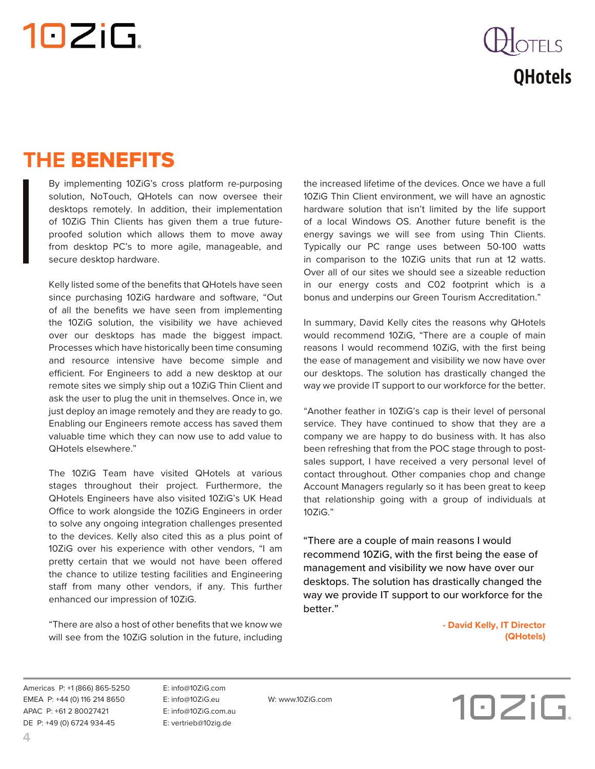# QHotels

## THE BENEFITS

By implementing 10ZiG's cross platform re-purposing solution, NoTouch, QHotels can now oversee their desktops remotely. In addition, their implementation of 10ZiG Thin Clients has given them a true future-proofed solution which allows them to move away from desktop PC's to more agile, manageable, and secure desktop hardware.

Kelly listed some of the benefits that QHotels have seen since purchasing 10ZiG hardware and software, "Out of all the benefits we have seen from implementing the 10ZiG solution, the visibility we have achieved over our desktops has made the biggest impact. Processes which have historically been time consuming and resource intensive have become simple and efficient. For Engineers to add a new desktop at our remote sites we simply ship out a 10ZiG Thin Client and ask the user to plug the unit in themselves. Once in, we just deploy an image remotely and they are ready to go. Enabling our Engineers remote access has saved them valuable time which they can now use to add value to QHotels elsewhere."

The 10ZiG Team have visited QHotels at various stages throughout their project. Furthermore, the QHotels Engineers have also visited 10ZiG's UK Head Office to work alongside the 10ZiG Engineers in order to solve any ongoing integration challenges presented to the devices. Kelly also cited this as a plus point of 10ZiG over his experience with other vendors, "I am pretty certain that we would not have been offered the chance to utilize testing facilities and Engineering staff from many other vendors, if any. This further enhanced our impression of 10ZiG.

"There are also a host of other benefits that we know we will see from the 10ZiG solution in the future, including the increased lifetime of the devices. Once we have a full 10ZiG Thin Client environment, we will have an agnostic hardware solution that isn't limited by the life support of a local Windows OS. Another future benefit is the energy savings we will see from using Thin Clients. Typically our PC range uses between 50-100 watts in comparison to the 10ZiG units that run at 12 watts. Over all of our sites we should see a sizeable reduction in our energy costs and C02 footprint which is a bonus and underpins our Green Tourism Accreditation."

In summary, David Kelly cites the reasons why QHotels would recommend 10ZiG, "There are a couple of main reasons I would recommend 10ZiG, with the first being the ease of management and visibility we now have over our desktops. The solution has drastically changed the way we provide IT support to our workforce for the better.

"Another feather in 10ZiG's cap is their level of personal service. They have continued to show that they are a company we are happy to do business with. It has also been refreshing that from the POC stage through to post-sales support, I have received a very personal level of contact throughout. Other companies chop and change Account Managers regularly so it has been great to keep that relationship going with a group of individuals at 10ZiG."

> "There are a couple of main reasons I would recommend 10ZiG, with the first being the ease of management and visibility we now have over our desktops. The solution has drastically changed the way we provide IT support to our workforce for the better."
>
> **- David Kelly, IT Director (QHotels)**

Americas P: +1 (866) 865-5250 E: info@10ZiG.com
EMEA P: +44 (0) 116 214 8650 E: info@10ZiG.eu W: www.10ZiG.com
APAC P: +61 2 80027421 E: info@10ZiG.com.au
DE P: +49 (0) 6724 934-45 E: vertrieb@10zig.de